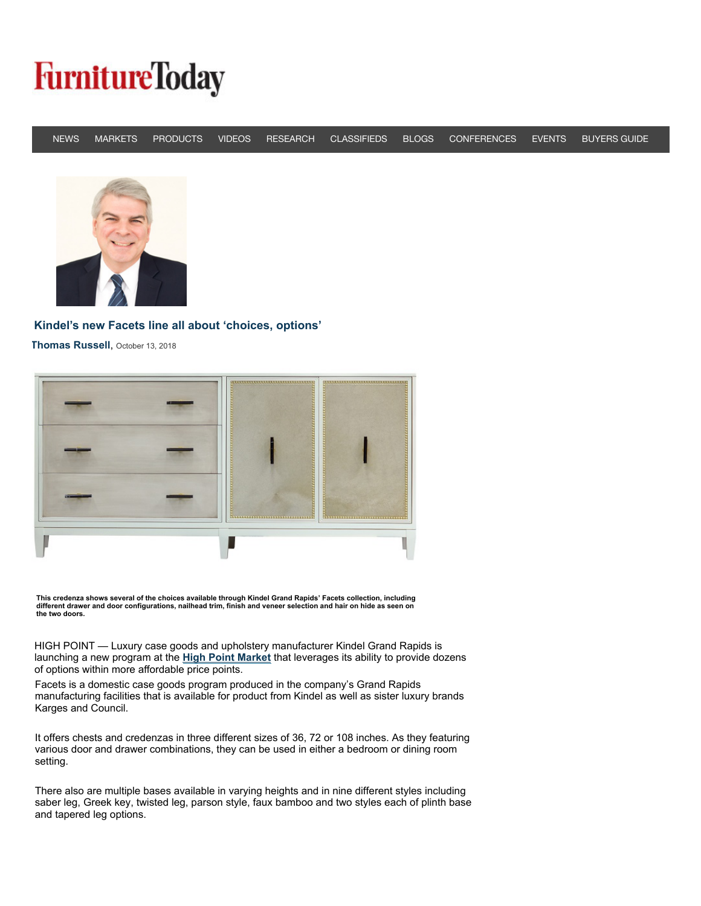# FurnitureToday

NEWS MARKETS PRODUCTS VIDEOS RESEARCH CLASSIFIEDS BLOGS CONFERENCES EVENTS BUYERS GUIDE

## Kindel's new Facets line all about 'choices, options'

**Thomas Russell**, October 13, 2018

**This credenza shows several of the choices available through Kindel Grand Rapids' Facets collection, including different drawer and door configurations, nailhead trim, finish and veneer selection and hair on hide as seen on the two doors.**

HIGH POINT — Luxury case goods and upholstery manufacturer Kindel Grand Rapids is launching a new program at the **High Point Market** that leverages its ability to provide dozens of options within more affordable price points.

Facets is a domestic case goods program produced in the company's Grand Rapids manufacturing facilities that is available for product from Kindel as well as sister luxury brands Karges and Council.

It offers chests and credenzas in three different sizes of 36, 72 or 108 inches. As they featuring various door and drawer combinations, they can be used in either a bedroom or dining room setting.

There also are multiple bases available in varying heights and in nine different styles including saber leg, Greek key, twisted leg, parson style, faux bamboo and two styles each of plinth base and tapered leg options.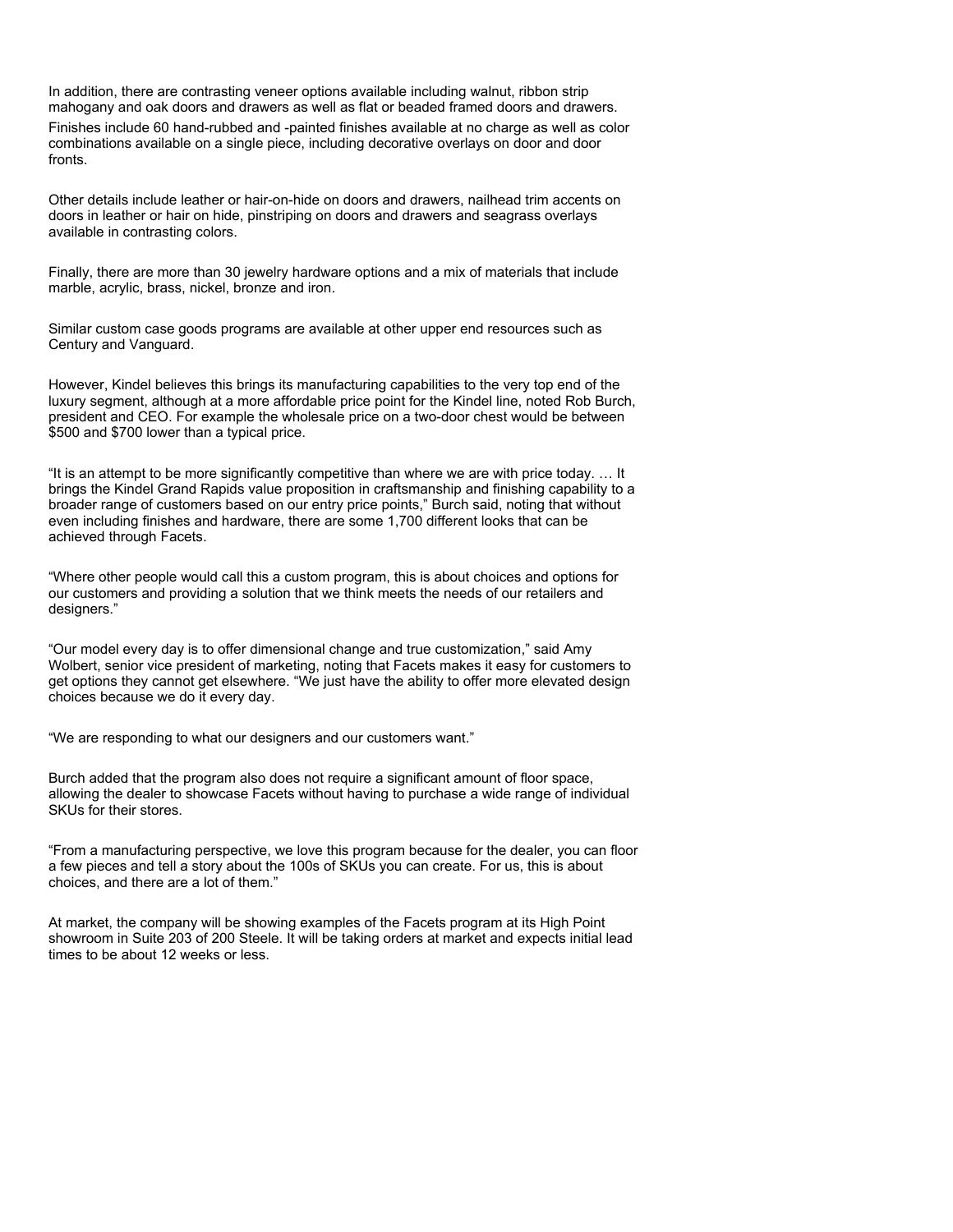In addition, there are contrasting veneer options available including walnut, ribbon strip mahogany and oak doors and drawers as well as flat or beaded framed doors and drawers. Finishes include 60 hand-rubbed and -painted finishes available at no charge as well as color combinations available on a single piece, including decorative overlays on door and door fronts.

Other details include leather or hair-on-hide on doors and drawers, nailhead trim accents on doors in leather or hair on hide, pinstriping on doors and drawers and seagrass overlays available in contrasting colors.

Finally, there are more than 30 jewelry hardware options and a mix of materials that include marble, acrylic, brass, nickel, bronze and iron.

Similar custom case goods programs are available at other upper end resources such as Century and Vanguard.

However, Kindel believes this brings its manufacturing capabilities to the very top end of the luxury segment, although at a more affordable price point for the Kindel line, noted Rob Burch, president and CEO. For example the wholesale price on a two-door chest would be between $500 and $700 lower than a typical price.

“It is an attempt to be more significantly competitive than where we are with price today. … It brings the Kindel Grand Rapids value proposition in craftsmanship and finishing capability to a broader range of customers based on our entry price points,” Burch said, noting that without even including finishes and hardware, there are some 1,700 different looks that can be achieved through Facets.

“Where other people would call this a custom program, this is about choices and options for our customers and providing a solution that we think meets the needs of our retailers and designers.”

“Our model every day is to offer dimensional change and true customization,” said Amy Wolbert, senior vice president of marketing, noting that Facets makes it easy for customers to get options they cannot get elsewhere. “We just have the ability to offer more elevated design choices because we do it every day.

“We are responding to what our designers and our customers want.”

Burch added that the program also does not require a significant amount of floor space, allowing the dealer to showcase Facets without having to purchase a wide range of individual SKUs for their stores.

“From a manufacturing perspective, we love this program because for the dealer, you can floor a few pieces and tell a story about the 100s of SKUs you can create. For us, this is about choices, and there are a lot of them.”

At market, the company will be showing examples of the Facets program at its High Point showroom in Suite 203 of 200 Steele. It will be taking orders at market and expects initial lead times to be about 12 weeks or less.